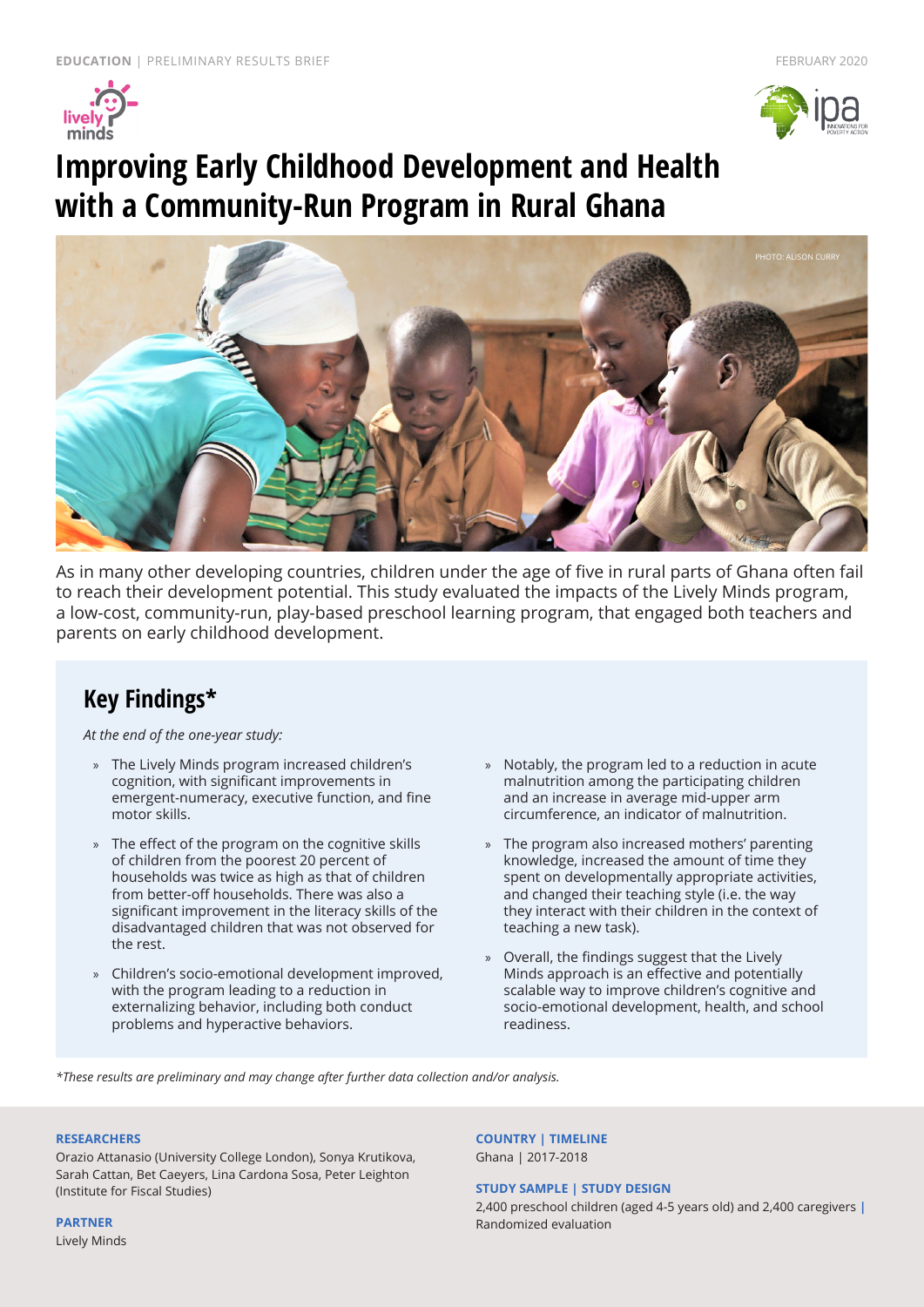EDUCATION | PRELIMINARY RESULTS BRIEF

FEBRUARY 2020

# Improving Early Childhood Development and Health with a Community-Run Program in Rural Ghana

PHOTO: ALISON CURRY

As in many other developing countries, children under the age of five in rural parts of Ghana often fail to reach their development potential. This study evaluated the impacts of the Lively Minds program, a low-cost, community-run, play-based preschool learning program, that engaged both teachers and parents on early childhood development.

## Key Findings*

*At the end of the one-year study:*

- The Lively Minds program increased children's cognition, with significant improvements in emergent-numeracy, executive function, and fine motor skills.
- The effect of the program on the cognitive skills of children from the poorest 20 percent of households was twice as high as that of children from better-off households. There was also a significant improvement in the literacy skills of the disadvantaged children that was not observed for the rest.
- Children's socio-emotional development improved, with the program leading to a reduction in externalizing behavior, including both conduct problems and hyperactive behaviors.
- Notably, the program led to a reduction in acute malnutrition among the participating children and an increase in average mid-upper arm circumference, an indicator of malnutrition.
- The program also increased mothers' parenting knowledge, increased the amount of time they spent on developmentally appropriate activities, and changed their teaching style (i.e. the way they interact with their children in the context of teaching a new task).
- Overall, the findings suggest that the Lively Minds approach is an effective and potentially scalable way to improve children's cognitive and socio-emotional development, health, and school readiness.

*These results are preliminary and may change after further data collection and/or analysis.*

**RESEARCHERS**
Orazio Attanasio (University College London), Sonya Krutikova, Sarah Cattan, Bet Caeyers, Lina Cardona Sosa, Peter Leighton (Institute for Fiscal Studies)

**PARTNER**
Lively Minds

**COUNTRY | TIMELINE**
Ghana | 2017-2018

**STUDY SAMPLE | STUDY DESIGN**
2,400 preschool children (aged 4-5 years old) and 2,400 caregivers | Randomized evaluation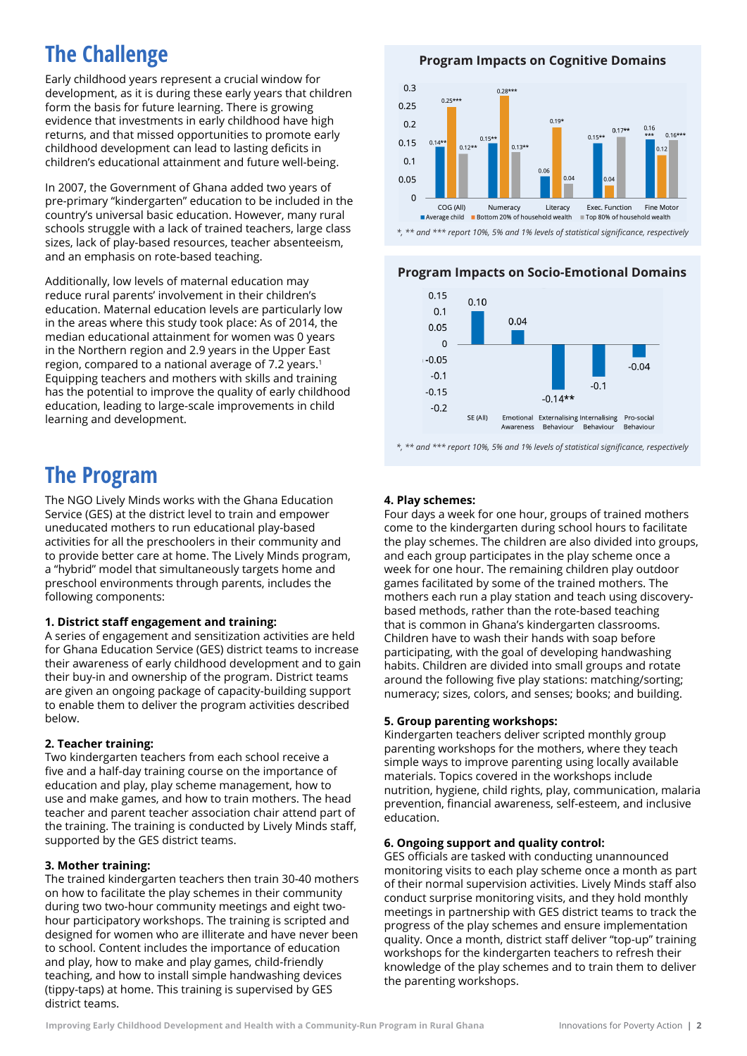## The Challenge

Early childhood years represent a crucial window for development, as it is during these early years that children form the basis for future learning. There is growing evidence that investments in early childhood have high returns, and that missed opportunities to promote early childhood development can lead to lasting deficits in children's educational attainment and future well-being.

In 2007, the Government of Ghana added two years of pre-primary "kindergarten" education to be included in the country's universal basic education. However, many rural schools struggle with a lack of trained teachers, large class sizes, lack of play-based resources, teacher absenteeism, and an emphasis on rote-based teaching.

Additionally, low levels of maternal education may reduce rural parents' involvement in their children's education. Maternal education levels are particularly low in the areas where this study took place: As of 2014, the median educational attainment for women was 0 years in the Northern region and 2.9 years in the Upper East region, compared to a national average of 7.2 years.[1] Equipping teachers and mothers with skills and training has the potential to improve the quality of early childhood education, leading to large-scale improvements in child learning and development.

### Program Impacts on Cognitive Domains

| | Average child | Bottom 20% of household wealth | Top 80% of household wealth |
|---|---|---|---|
| COG (All) | 0.14** | 0.25*** | 0.12** |
| Numeracy | 0.15** | 0.28*** | 0.13** |
| Literacy | 0.06 | 0.19* | 0.04 |
| Exec. Function | 0.15** | 0.04 | 0.17** |
| Fine Motor | 0.16*** | 0.12 | 0.16*** |

*, ** and *** report 10%, 5% and 1% levels of statistical significance, respectively

### Program Impacts on Socio-Emotional Domains

| Domain | Impact |
|---|---|
| SE (All) | 0.10 |
| Emotional Awareness | 0.04 |
| Externalising Behaviour | -0.14** |
| Internalising Behaviour | -0.1 |
| Pro-social Behaviour | -0.04 |

*, ** and *** report 10%, 5% and 1% levels of statistical significance, respectively

## The Program

The NGO Lively Minds works with the Ghana Education Service (GES) at the district level to train and empower uneducated mothers to run educational play-based activities for all the preschoolers in their community and to provide better care at home. The Lively Minds program, a "hybrid" model that simultaneously targets home and preschool environments through parents, includes the following components:

**1. District staff engagement and training:**
A series of engagement and sensitization activities are held for Ghana Education Service (GES) district teams to increase their awareness of early childhood development and to gain their buy-in and ownership of the program. District teams are given an ongoing package of capacity-building support to enable them to deliver the program activities described below.

**2. Teacher training:**
Two kindergarten teachers from each school receive a five and a half-day training course on the importance of education and play, play scheme management, how to use and make games, and how to train mothers. The head teacher and parent teacher association chair attend part of the training. The training is conducted by Lively Minds staff, supported by the GES district teams.

**3. Mother training:**
The trained kindergarten teachers then train 30-40 mothers on how to facilitate the play schemes in their community during two two-hour community meetings and eight two-hour participatory workshops. The training is scripted and designed for women who are illiterate and have never been to school. Content includes the importance of education and play, how to make and play games, child-friendly teaching, and how to install simple handwashing devices (tippy-taps) at home. This training is supervised by GES district teams.

**4. Play schemes:**
Four days a week for one hour, groups of trained mothers come to the kindergarten during school hours to facilitate the play schemes. The children are also divided into groups, and each group participates in the play scheme once a week for one hour. The remaining children play outdoor games facilitated by some of the trained mothers. The mothers each run a play station and teach using discovery-based methods, rather than the rote-based teaching that is common in Ghana's kindergarten classrooms. Children have to wash their hands with soap before participating, with the goal of developing handwashing habits. Children are divided into small groups and rotate around the following five play stations: matching/sorting; numeracy; sizes, colors, and senses; books; and building.

**5. Group parenting workshops:**
Kindergarten teachers deliver scripted monthly group parenting workshops for the mothers, where they teach simple ways to improve parenting using locally available materials. Topics covered in the workshops include nutrition, hygiene, child rights, play, communication, malaria prevention, financial awareness, self-esteem, and inclusive education.

**6. Ongoing support and quality control:**
GES officials are tasked with conducting unannounced monitoring visits to each play scheme once a month as part of their normal supervision activities. Lively Minds staff also conduct surprise monitoring visits, and they hold monthly meetings in partnership with GES district teams to track the progress of the play schemes and ensure implementation quality. Once a month, district staff deliver "top-up" training workshops for the kindergarten teachers to refresh their knowledge of the play schemes and to train them to deliver the parenting workshops.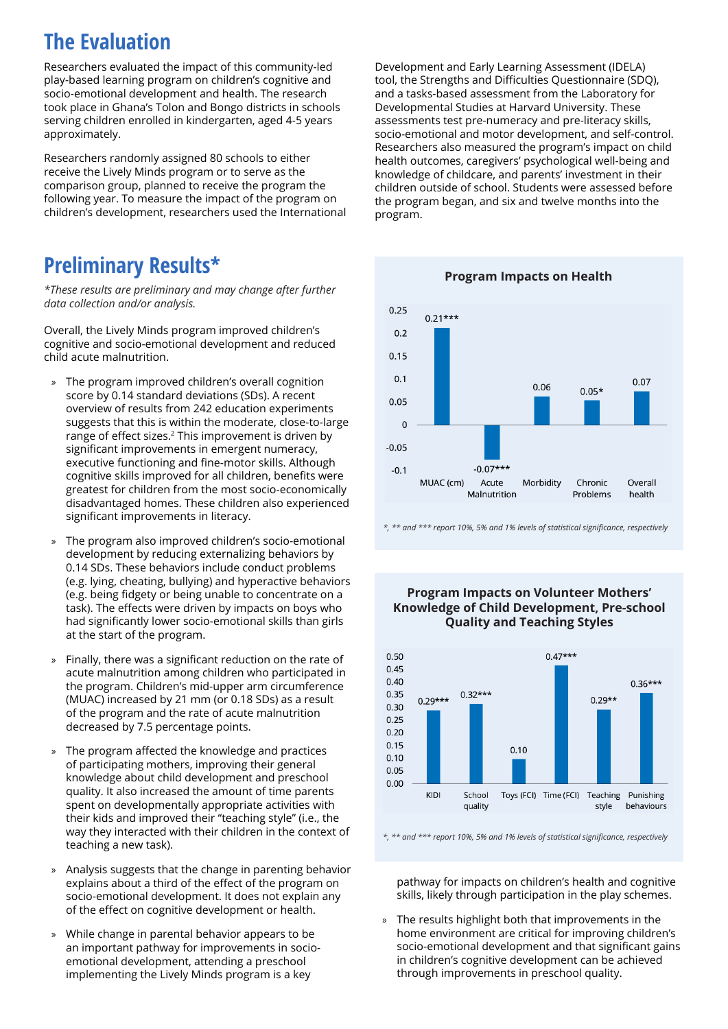## The Evaluation

Researchers evaluated the impact of this community-led play-based learning program on children's cognitive and socio-emotional development and health. The research took place in Ghana's Tolon and Bongo districts in schools serving children enrolled in kindergarten, aged 4-5 years approximately.

Researchers randomly assigned 80 schools to either receive the Lively Minds program or to serve as the comparison group, planned to receive the program the following year. To measure the impact of the program on children's development, researchers used the International Development and Early Learning Assessment (IDELA) tool, the Strengths and Difficulties Questionnaire (SDQ), and a tasks-based assessment from the Laboratory for Developmental Studies at Harvard University. These assessments test pre-numeracy and pre-literacy skills, socio-emotional and motor development, and self-control. Researchers also measured the program's impact on child health outcomes, caregivers' psychological well-being and knowledge of childcare, and parents' investment in their children outside of school. Students were assessed before the program began, and six and twelve months into the program.

## Preliminary Results*

*\*These results are preliminary and may change after further data collection and/or analysis.*

Overall, the Lively Minds program improved children's cognitive and socio-emotional development and reduced child acute malnutrition.

- The program improved children's overall cognition score by 0.14 standard deviations (SDs). A recent overview of results from 242 education experiments suggests that this is within the moderate, close-to-large range of effect sizes.[2] This improvement is driven by significant improvements in emergent numeracy, executive functioning and fine-motor skills. Although cognitive skills improved for all children, benefits were greatest for children from the most socio-economically disadvantaged homes. These children also experienced significant improvements in literacy.
- The program also improved children's socio-emotional development by reducing externalizing behaviors by 0.14 SDs. These behaviors include conduct problems (e.g. lying, cheating, bullying) and hyperactive behaviors (e.g. being fidgety or being unable to concentrate on a task). The effects were driven by impacts on boys who had significantly lower socio-emotional skills than girls at the start of the program.
- Finally, there was a significant reduction on the rate of acute malnutrition among children who participated in the program. Children's mid-upper arm circumference (MUAC) increased by 21 mm (or 0.18 SDs) as a result of the program and the rate of acute malnutrition decreased by 7.5 percentage points.
- The program affected the knowledge and practices of participating mothers, improving their general knowledge about child development and preschool quality. It also increased the amount of time parents spent on developmentally appropriate activities with their kids and improved their "teaching style" (i.e., the way they interacted with their children in the context of teaching a new task).
- Analysis suggests that the change in parenting behavior explains about a third of the effect of the program on socio-emotional development. It does not explain any of the effect on cognitive development or health.
- While change in parental behavior appears to be an important pathway for improvements in socio-emotional development, attending a preschool implementing the Lively Minds program is a key pathway for impacts on children's health and cognitive skills, likely through participation in the play schemes.
- The results highlight both that improvements in the home environment are critical for improving children's socio-emotional development and that significant gains in children's cognitive development can be achieved through improvements in preschool quality.

**Program Impacts on Health**

| Outcome | Impact |
|---|---|
| MUAC (cm) | 0.21*** |
| Acute Malnutrition | -0.07*** |
| Morbidity | 0.06 |
| Chronic Problems | 0.05* |
| Overall health | 0.07 |

*\*, \*\* and \*\*\* report 10%, 5% and 1% levels of statistical significance, respectively*

**Program Impacts on Volunteer Mothers' Knowledge of Child Development, Pre-school Quality and Teaching Styles**

| Outcome | Impact |
|---|---|
| KIDI | 0.29*** |
| School quality | 0.32*** |
| Toys (FCI) | 0.10 |
| Time (FCI) | 0.47*** |
| Teaching style | 0.29** |
| Punishing behaviours | 0.36*** |

*\*, \*\* and \*\*\* report 10%, 5% and 1% levels of statistical significance, respectively*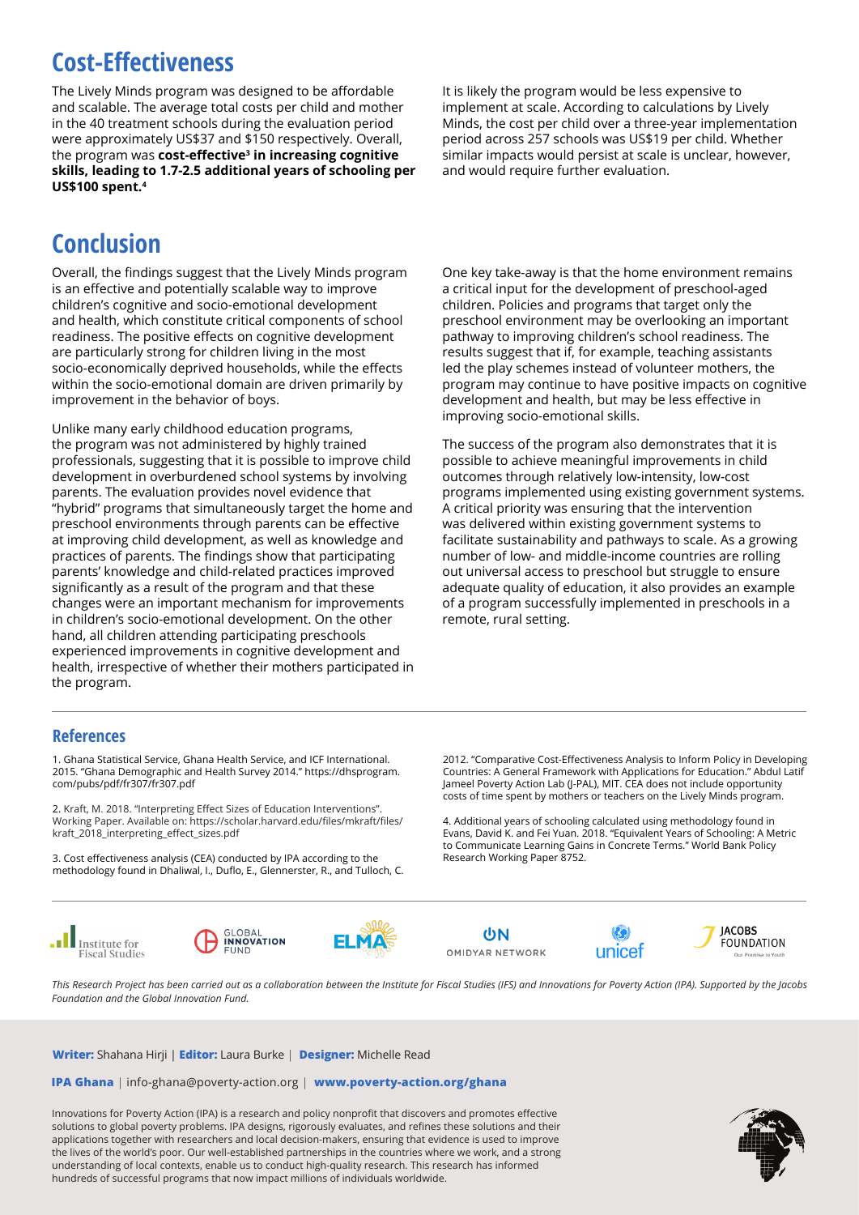## Cost-Effectiveness

The Lively Minds program was designed to be affordable and scalable. The average total costs per child and mother in the 40 treatment schools during the evaluation period were approximately US$37 and $150 respectively. Overall, the program was **cost-effective[3] in increasing cognitive skills, leading to 1.7-2.5 additional years of schooling per US$100 spent.[4]**

It is likely the program would be less expensive to implement at scale. According to calculations by Lively Minds, the cost per child over a three-year implementation period across 257 schools was US$19 per child. Whether similar impacts would persist at scale is unclear, however, and would require further evaluation.

## Conclusion

Overall, the findings suggest that the Lively Minds program is an effective and potentially scalable way to improve children's cognitive and socio-emotional development and health, which constitute critical components of school readiness. The positive effects on cognitive development are particularly strong for children living in the most socio-economically deprived households, while the effects within the socio-emotional domain are driven primarily by improvement in the behavior of boys.

Unlike many early childhood education programs, the program was not administered by highly trained professionals, suggesting that it is possible to improve child development in overburdened school systems by involving parents. The evaluation provides novel evidence that "hybrid" programs that simultaneously target the home and preschool environments through parents can be effective at improving child development, as well as knowledge and practices of parents. The findings show that participating parents' knowledge and child-related practices improved significantly as a result of the program and that these changes were an important mechanism for improvements in children's socio-emotional development. On the other hand, all children attending participating preschools experienced improvements in cognitive development and health, irrespective of whether their mothers participated in the program.

One key take-away is that the home environment remains a critical input for the development of preschool-aged children. Policies and programs that target only the preschool environment may be overlooking an important pathway to improving children's school readiness. The results suggest that if, for example, teaching assistants led the play schemes instead of volunteer mothers, the program may continue to have positive impacts on cognitive development and health, but may be less effective in improving socio-emotional skills.

The success of the program also demonstrates that it is possible to achieve meaningful improvements in child outcomes through relatively low-intensity, low-cost programs implemented using existing government systems. A critical priority was ensuring that the intervention was delivered within existing government systems to facilitate sustainability and pathways to scale. As a growing number of low- and middle-income countries are rolling out universal access to preschool but struggle to ensure adequate quality of education, it also provides an example of a program successfully implemented in preschools in a remote, rural setting.

### References

1. Ghana Statistical Service, Ghana Health Service, and ICF International. 2015. "Ghana Demographic and Health Survey 2014." https://dhsprogram.com/pubs/pdf/fr307/fr307.pdf

2. Kraft, M. 2018. "Interpreting Effect Sizes of Education Interventions". Working Paper. Available on: https://scholar.harvard.edu/files/mkraft/files/kraft_2018_interpreting_effect_sizes.pdf

3. Cost effectiveness analysis (CEA) conducted by IPA according to the methodology found in Dhaliwal, I., Duflo, E., Glennerster, R., and Tulloch, C. 2012. "Comparative Cost-Effectiveness Analysis to Inform Policy in Developing Countries: A General Framework with Applications for Education." Abdul Latif Jameel Poverty Action Lab (J-PAL), MIT. CEA does not include opportunity costs of time spent by mothers or teachers on the Lively Minds program.

4. Additional years of schooling calculated using methodology found in Evans, David K. and Fei Yuan. 2018. "Equivalent Years of Schooling: A Metric to Communicate Learning Gains in Concrete Terms." World Bank Policy Research Working Paper 8752.

Institute for Fiscal Studies | GLOBAL INNOVATION FUND | ELMA | OMIDYAR NETWORK | unicef | JACOBS FOUNDATION Our Promise to Youth

*This Research Project has been carried out as a collaboration between the Institute for Fiscal Studies (IFS) and Innovations for Poverty Action (IPA). Supported by the Jacobs Foundation and the Global Innovation Fund.*

**Writer:** Shahana Hirji | **Editor:** Laura Burke | **Designer:** Michelle Read

**IPA Ghana** | info-ghana@poverty-action.org | **www.poverty-action.org/ghana**

Innovations for Poverty Action (IPA) is a research and policy nonprofit that discovers and promotes effective solutions to global poverty problems. IPA designs, rigorously evaluates, and refines these solutions and their applications together with researchers and local decision-makers, ensuring that evidence is used to improve the lives of the world's poor. Our well-established partnerships in the countries where we work, and a strong understanding of local contexts, enable us to conduct high-quality research. This research has informed hundreds of successful programs that now impact millions of individuals worldwide.